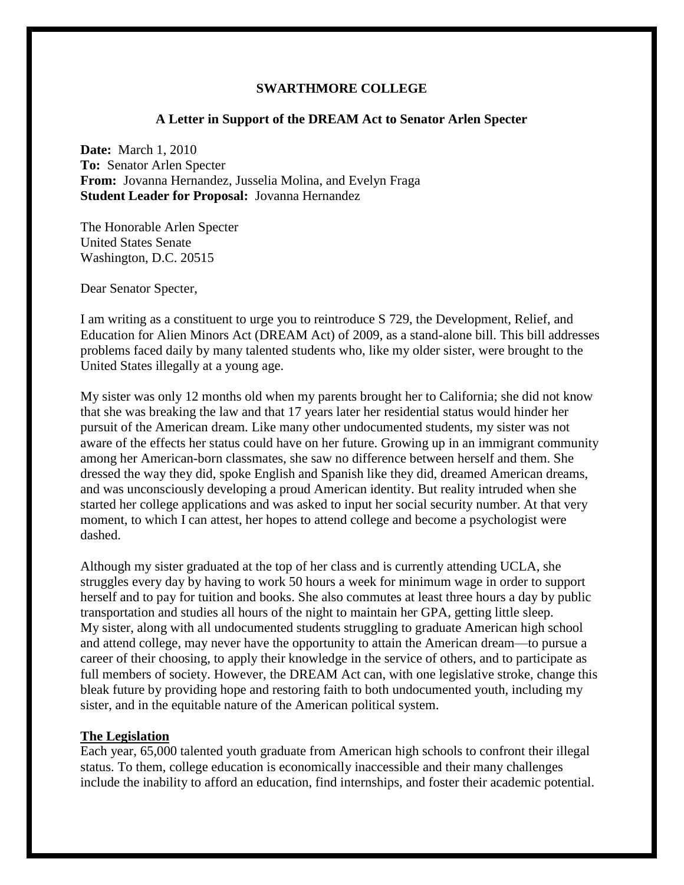**SWARTHMORE COLLEGE**

**A Letter in Support of the DREAM Act to Senator Arlen Specter**

**Date:** March 1, 2010
**To:** Senator Arlen Specter
**From:** Jovanna Hernandez, Jusselia Molina, and Evelyn Fraga
**Student Leader for Proposal:** Jovanna Hernandez

The Honorable Arlen Specter
United States Senate
Washington, D.C. 20515

Dear Senator Specter,

I am writing as a constituent to urge you to reintroduce S 729, the Development, Relief, and Education for Alien Minors Act (DREAM Act) of 2009, as a stand-alone bill. This bill addresses problems faced daily by many talented students who, like my older sister, were brought to the United States illegally at a young age.

My sister was only 12 months old when my parents brought her to California; she did not know that she was breaking the law and that 17 years later her residential status would hinder her pursuit of the American dream. Like many other undocumented students, my sister was not aware of the effects her status could have on her future. Growing up in an immigrant community among her American-born classmates, she saw no difference between herself and them. She dressed the way they did, spoke English and Spanish like they did, dreamed American dreams, and was unconsciously developing a proud American identity. But reality intruded when she started her college applications and was asked to input her social security number. At that very moment, to which I can attest, her hopes to attend college and become a psychologist were dashed.

Although my sister graduated at the top of her class and is currently attending UCLA, she struggles every day by having to work 50 hours a week for minimum wage in order to support herself and to pay for tuition and books. She also commutes at least three hours a day by public transportation and studies all hours of the night to maintain her GPA, getting little sleep. My sister, along with all undocumented students struggling to graduate American high school and attend college, may never have the opportunity to attain the American dream—to pursue a career of their choosing, to apply their knowledge in the service of others, and to participate as full members of society. However, the DREAM Act can, with one legislative stroke, change this bleak future by providing hope and restoring faith to both undocumented youth, including my sister, and in the equitable nature of the American political system.

## The Legislation

Each year, 65,000 talented youth graduate from American high schools to confront their illegal status. To them, college education is economically inaccessible and their many challenges include the inability to afford an education, find internships, and foster their academic potential.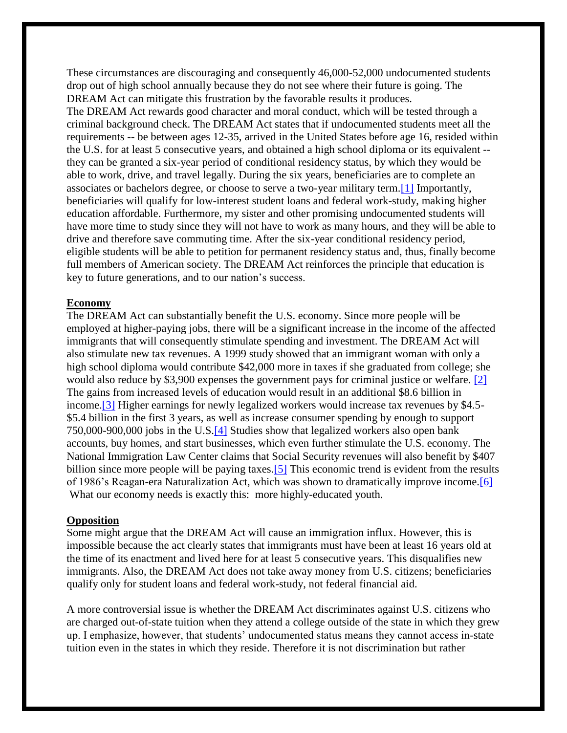These circumstances are discouraging and consequently 46,000-52,000 undocumented students drop out of high school annually because they do not see where their future is going. The DREAM Act can mitigate this frustration by the favorable results it produces.

The DREAM Act rewards good character and moral conduct, which will be tested through a criminal background check. The DREAM Act states that if undocumented students meet all the requirements -- be between ages 12-35, arrived in the United States before age 16, resided within the U.S. for at least 5 consecutive years, and obtained a high school diploma or its equivalent -- they can be granted a six-year period of conditional residency status, by which they would be able to work, drive, and travel legally. During the six years, beneficiaries are to complete an associates or bachelors degree, or choose to serve a two-year military term.[1] Importantly, beneficiaries will qualify for low-interest student loans and federal work-study, making higher education affordable. Furthermore, my sister and other promising undocumented students will have more time to study since they will not have to work as many hours, and they will be able to drive and therefore save commuting time. After the six-year conditional residency period, eligible students will be able to petition for permanent residency status and, thus, finally become full members of American society. The DREAM Act reinforces the principle that education is key to future generations, and to our nation's success.

## Economy

The DREAM Act can substantially benefit the U.S. economy. Since more people will be employed at higher-paying jobs, there will be a significant increase in the income of the affected immigrants that will consequently stimulate spending and investment. The DREAM Act will also stimulate new tax revenues. A 1999 study showed that an immigrant woman with only a high school diploma would contribute $42,000 more in taxes if she graduated from college; she would also reduce by $3,900 expenses the government pays for criminal justice or welfare. [2] The gains from increased levels of education would result in an additional $8.6 billion in income.[3] Higher earnings for newly legalized workers would increase tax revenues by $4.5-$5.4 billion in the first 3 years, as well as increase consumer spending by enough to support 750,000-900,000 jobs in the U.S.[4] Studies show that legalized workers also open bank accounts, buy homes, and start businesses, which even further stimulate the U.S. economy. The National Immigration Law Center claims that Social Security revenues will also benefit by $407 billion since more people will be paying taxes.[5] This economic trend is evident from the results of 1986's Reagan-era Naturalization Act, which was shown to dramatically improve income.[6] What our economy needs is exactly this: more highly-educated youth.

## Opposition

Some might argue that the DREAM Act will cause an immigration influx. However, this is impossible because the act clearly states that immigrants must have been at least 16 years old at the time of its enactment and lived here for at least 5 consecutive years. This disqualifies new immigrants. Also, the DREAM Act does not take away money from U.S. citizens; beneficiaries qualify only for student loans and federal work-study, not federal financial aid.

A more controversial issue is whether the DREAM Act discriminates against U.S. citizens who are charged out-of-state tuition when they attend a college outside of the state in which they grew up. I emphasize, however, that students' undocumented status means they cannot access in-state tuition even in the states in which they reside. Therefore it is not discrimination but rather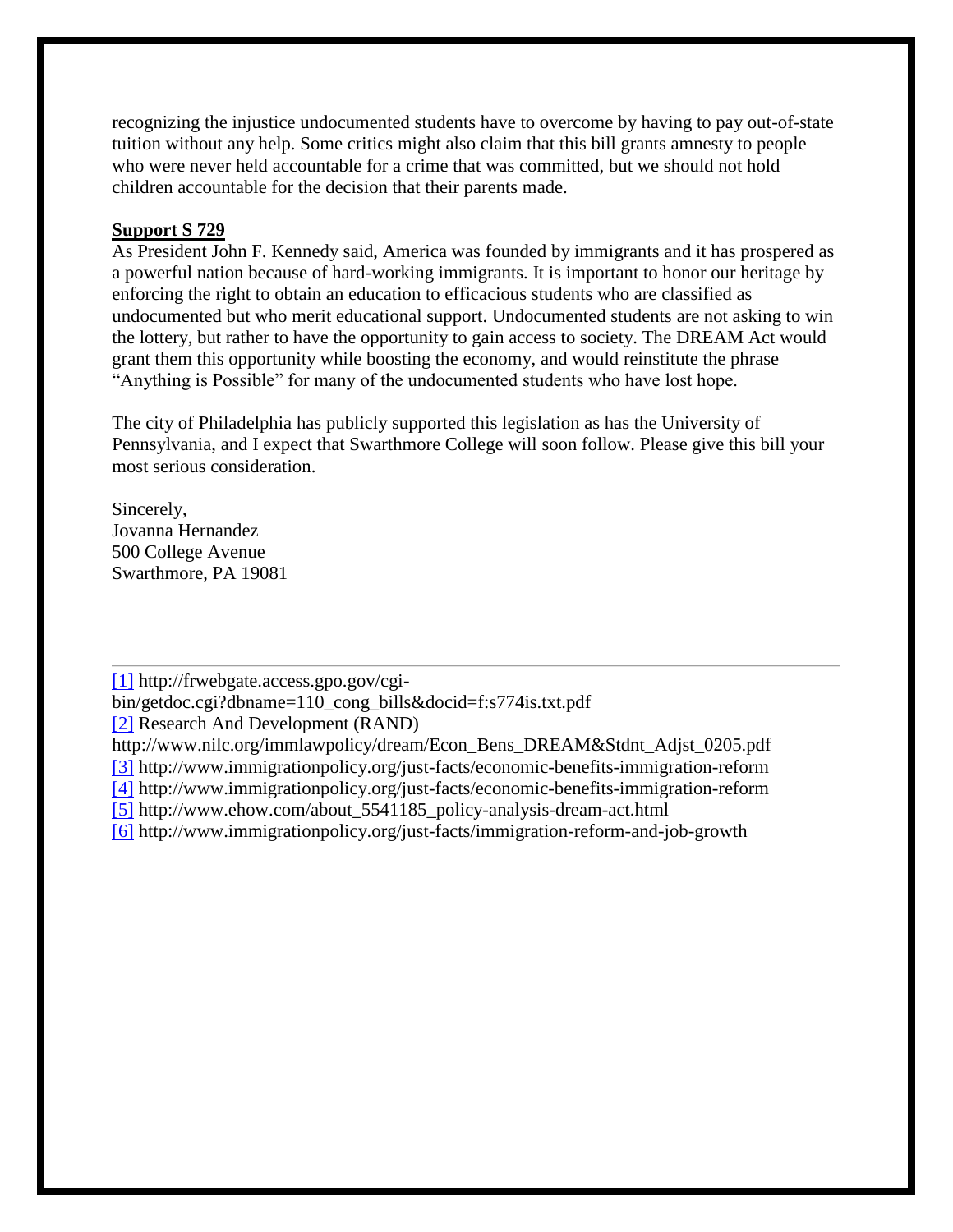recognizing the injustice undocumented students have to overcome by having to pay out-of-state tuition without any help. Some critics might also claim that this bill grants amnesty to people who were never held accountable for a crime that was committed, but we should not hold children accountable for the decision that their parents made.

**Support S 729**

As President John F. Kennedy said, America was founded by immigrants and it has prospered as a powerful nation because of hard-working immigrants. It is important to honor our heritage by enforcing the right to obtain an education to efficacious students who are classified as undocumented but who merit educational support. Undocumented students are not asking to win the lottery, but rather to have the opportunity to gain access to society. The DREAM Act would grant them this opportunity while boosting the economy, and would reinstitute the phrase "Anything is Possible" for many of the undocumented students who have lost hope.

The city of Philadelphia has publicly supported this legislation as has the University of Pennsylvania, and I expect that Swarthmore College will soon follow. Please give this bill your most serious consideration.

Sincerely,
Jovanna Hernandez
500 College Avenue
Swarthmore, PA 19081

---

[1] http://frwebgate.access.gpo.gov/cgi-bin/getdoc.cgi?dbname=110_cong_bills&docid=f:s774is.txt.pdf

[2] Research And Development (RAND) http://www.nilc.org/immlawpolicy/dream/Econ_Bens_DREAM&Stdnt_Adjst_0205.pdf

[3] http://www.immigrationpolicy.org/just-facts/economic-benefits-immigration-reform

[4] http://www.immigrationpolicy.org/just-facts/economic-benefits-immigration-reform

[5] http://www.ehow.com/about_5541185_policy-analysis-dream-act.html

[6] http://www.immigrationpolicy.org/just-facts/immigration-reform-and-job-growth